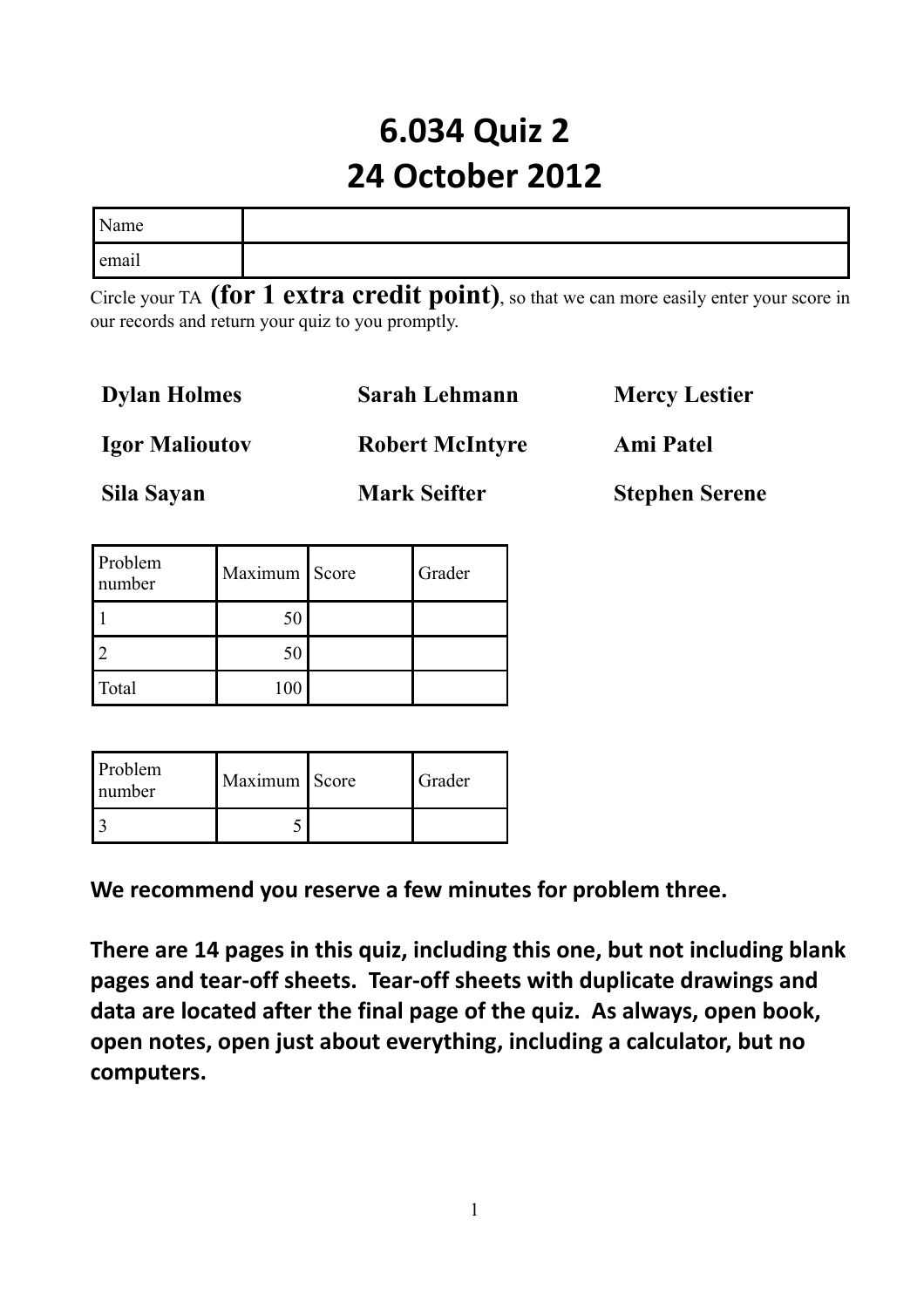# 6.034 Quiz 2
# 24 October 2012

| Name | |
|---|---|
| email | |

Circle your TA **(for 1 extra credit point)**, so that we can more easily enter your score in our records and return your quiz to you promptly.

**Dylan Holmes** **Sarah Lehmann** **Mercy Lestier**

**Igor Malioutov** **Robert McIntyre** **Ami Patel**

**Sila Sayan** **Mark Seifter** **Stephen Serene**

| Problem number | Maximum | Score | Grader |
|---|---|---|---|
| 1 | 50 | | |
| 2 | 50 | | |
| Total | 100 | | |

| Problem number | Maximum | Score | Grader |
|---|---|---|---|
| 3 | 5 | | |

**We recommend you reserve a few minutes for problem three.**

**There are 14 pages in this quiz, including this one, but not including blank pages and tear-off sheets. Tear-off sheets with duplicate drawings and data are located after the final page of the quiz. As always, open book, open notes, open just about everything, including a calculator, but no computers.**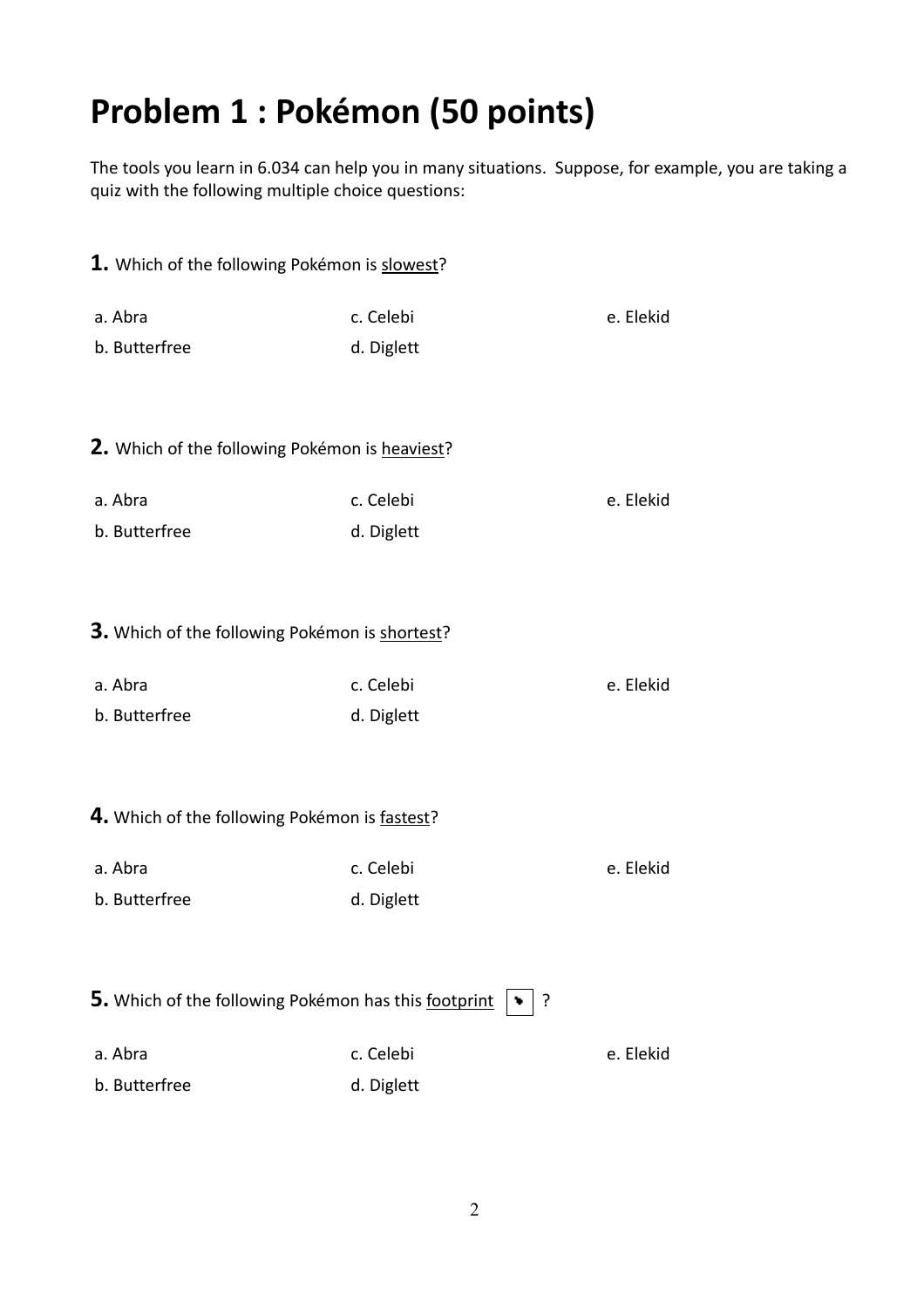# Problem 1 : Pokémon (50 points)

The tools you learn in 6.034 can help you in many situations. Suppose, for example, you are taking a quiz with the following multiple choice questions:

**1.** Which of the following Pokémon is <u>slowest</u>?

a. Abra
b. Butterfree
c. Celebi
d. Diglett
e. Elekid

**2.** Which of the following Pokémon is <u>heaviest</u>?

a. Abra
b. Butterfree
c. Celebi
d. Diglett
e. Elekid

**3.** Which of the following Pokémon is <u>shortest</u>?

a. Abra
b. Butterfree
c. Celebi
d. Diglett
e. Elekid

**4.** Which of the following Pokémon is <u>fastest</u>?

a. Abra
b. Butterfree
c. Celebi
d. Diglett
e. Elekid

**5.** Which of the following Pokémon has this <u>footprint</u> ?

a. Abra
b. Butterfree
c. Celebi
d. Diglett
e. Elekid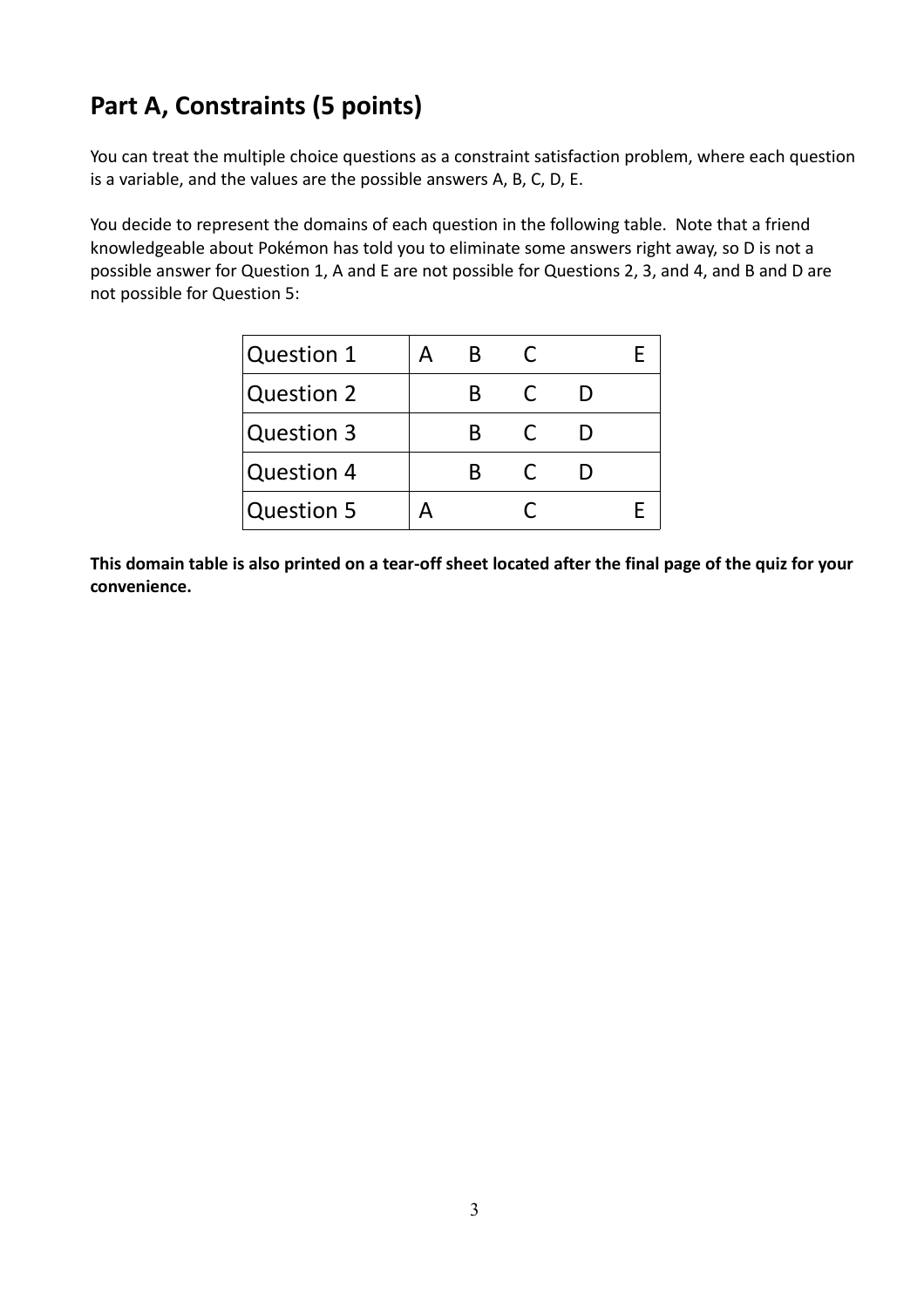## Part A, Constraints (5 points)

You can treat the multiple choice questions as a constraint satisfaction problem, where each question is a variable, and the values are the possible answers A, B, C, D, E.

You decide to represent the domains of each question in the following table. Note that a friend knowledgeable about Pokémon has told you to eliminate some answers right away, so D is not a possible answer for Question 1, A and E are not possible for Questions 2, 3, and 4, and B and D are not possible for Question 5:

| | | | | | |
|---|---|---|---|---|---|
| Question 1 | A | B | C | | E |
| Question 2 | | B | C | D | |
| Question 3 | | B | C | D | |
| Question 4 | | B | C | D | |
| Question 5 | A | | C | | E |

**This domain table is also printed on a tear-off sheet located after the final page of the quiz for your convenience.**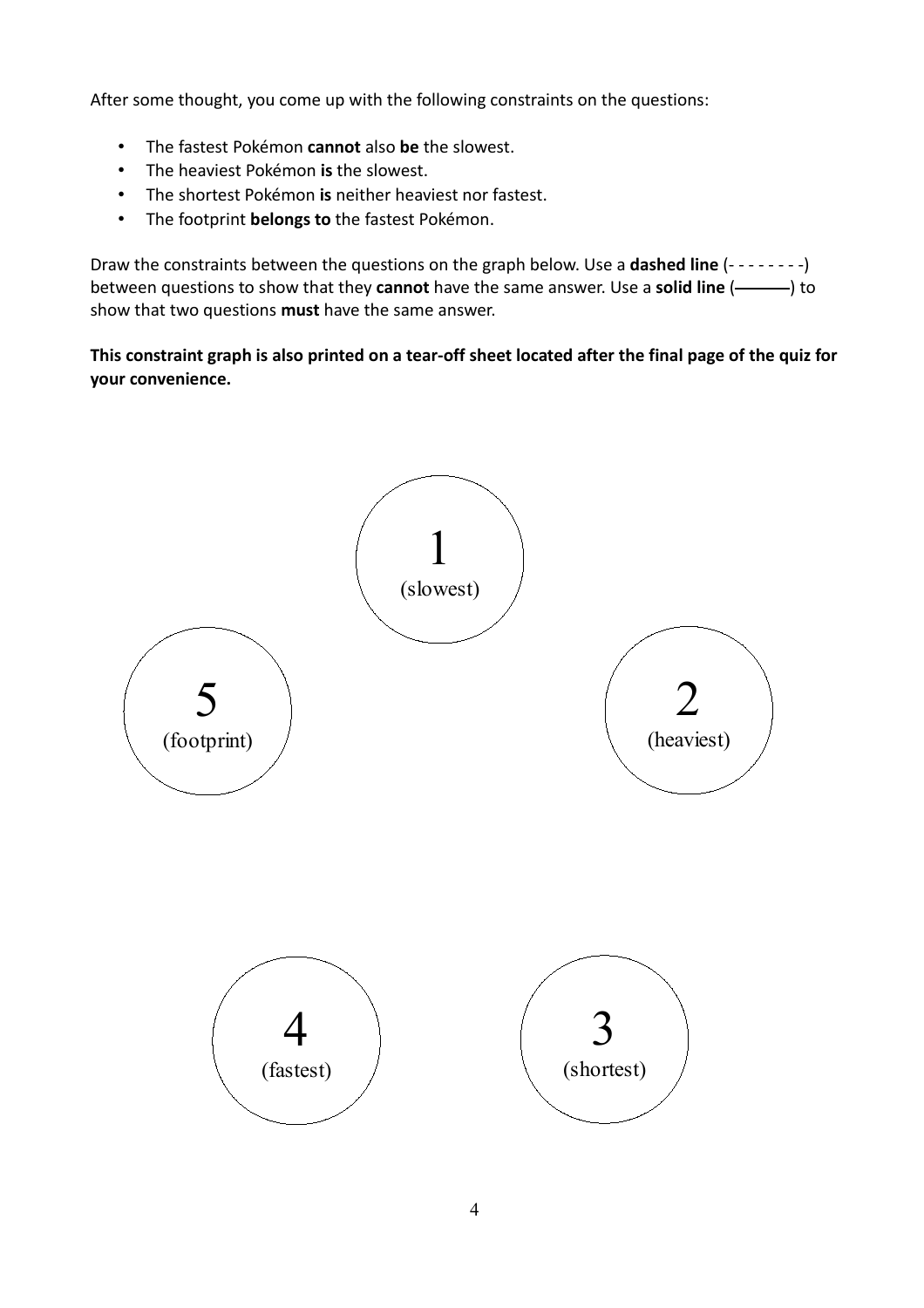After some thought, you come up with the following constraints on the questions:

- The fastest Pokémon **cannot** also **be** the slowest.
- The heaviest Pokémon **is** the slowest.
- The shortest Pokémon **is** neither heaviest nor fastest.
- The footprint **belongs to** the fastest Pokémon.

Draw the constraints between the questions on the graph below. Use a **dashed line** (- - - - - - - -) between questions to show that they **cannot** have the same answer. Use a **solid line** (———) to show that two questions **must** have the same answer.

**This constraint graph is also printed on a tear-off sheet located after the final page of the quiz for your convenience.**

1 (slowest)

5 (footprint)

2 (heaviest)

4 (fastest)

3 (shortest)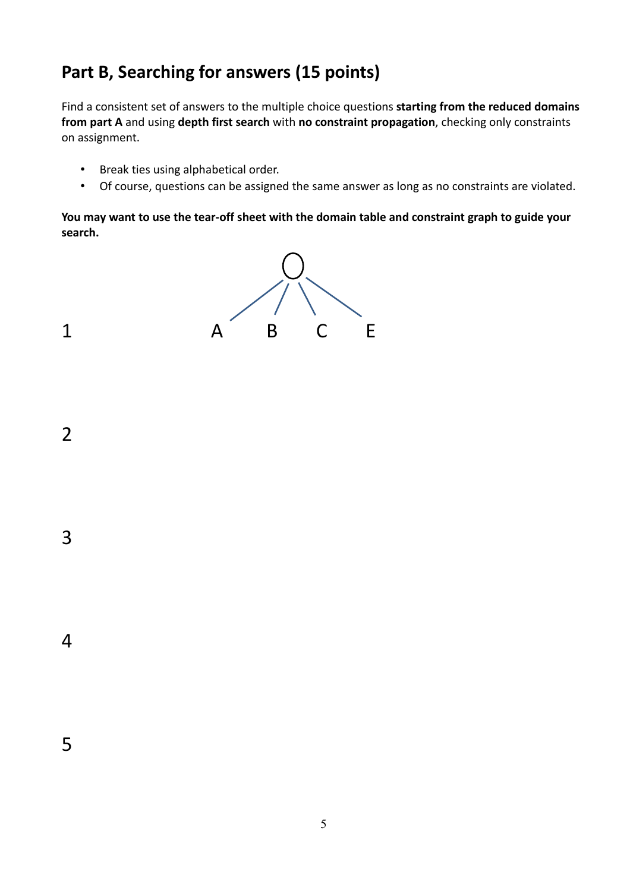## Part B, Searching for answers (15 points)

Find a consistent set of answers to the multiple choice questions **starting from the reduced domains from part A** and using **depth first search** with **no constraint propagation**, checking only constraints on assignment.

- Break ties using alphabetical order.
- Of course, questions can be assigned the same answer as long as no constraints are violated.

**You may want to use the tear-off sheet with the domain table and constraint graph to guide your search.**

1 A B C E

2

3

4

5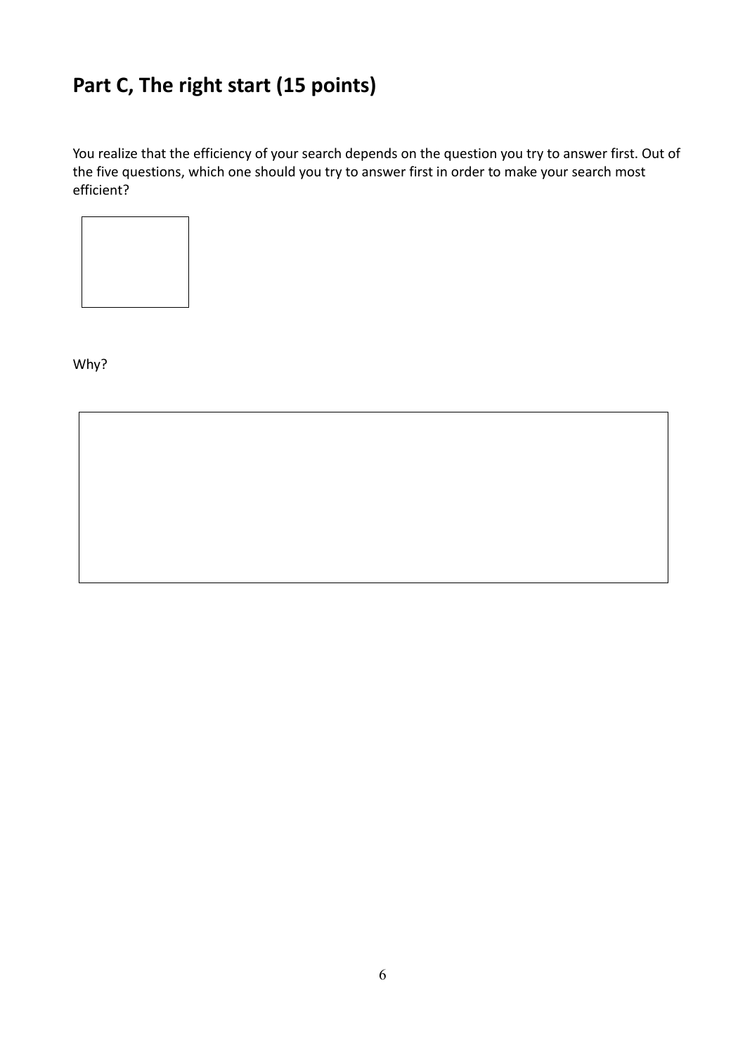## Part C, The right start (15 points)

You realize that the efficiency of your search depends on the question you try to answer first. Out of the five questions, which one should you try to answer first in order to make your search most efficient?

Why?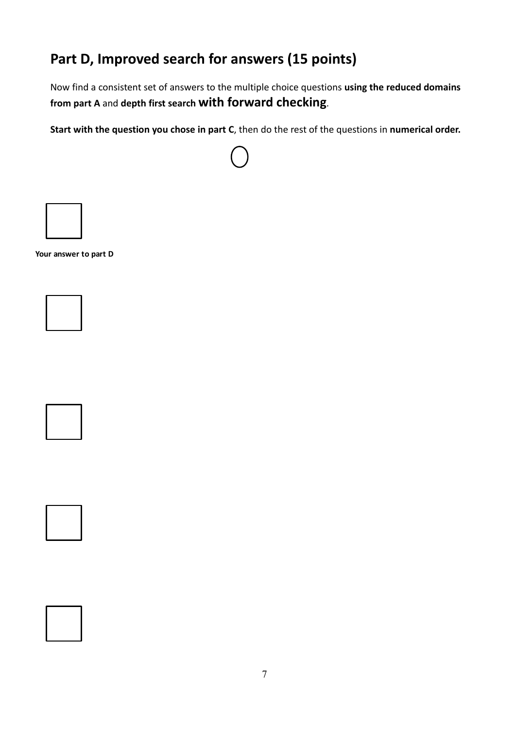## Part D, Improved search for answers (15 points)

Now find a consistent set of answers to the multiple choice questions **using the reduced domains from part A** and **depth first search with forward checking**.

**Start with the question you chose in part C**, then do the rest of the questions in **numerical order.**

**Your answer to part D**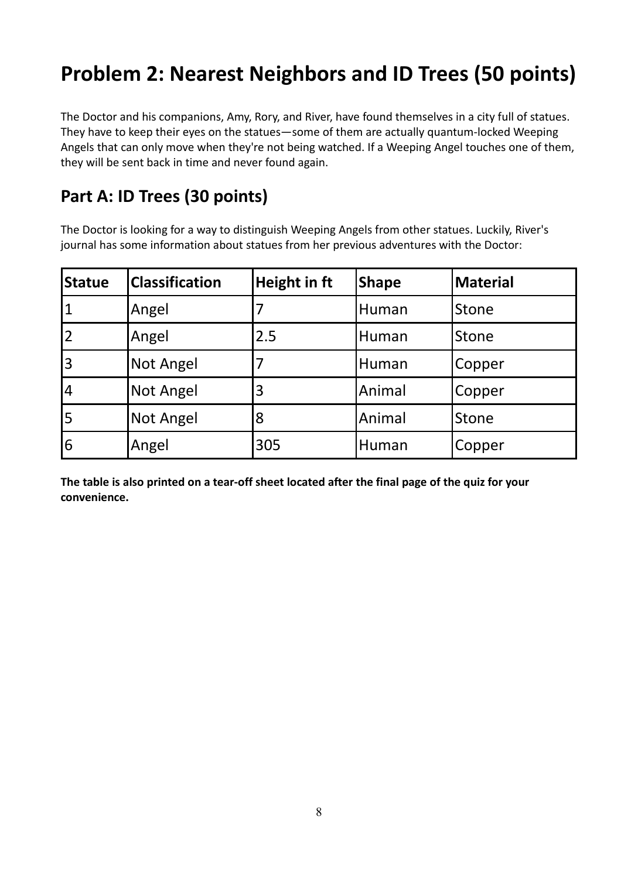# Problem 2: Nearest Neighbors and ID Trees (50 points)

The Doctor and his companions, Amy, Rory, and River, have found themselves in a city full of statues. They have to keep their eyes on the statues—some of them are actually quantum-locked Weeping Angels that can only move when they're not being watched. If a Weeping Angel touches one of them, they will be sent back in time and never found again.

## Part A: ID Trees (30 points)

The Doctor is looking for a way to distinguish Weeping Angels from other statues. Luckily, River's journal has some information about statues from her previous adventures with the Doctor:

| Statue | Classification | Height in ft | Shape | Material |
|---|---|---|---|---|
| 1 | Angel | 7 | Human | Stone |
| 2 | Angel | 2.5 | Human | Stone |
| 3 | Not Angel | 7 | Human | Copper |
| 4 | Not Angel | 3 | Animal | Copper |
| 5 | Not Angel | 8 | Animal | Stone |
| 6 | Angel | 305 | Human | Copper |

**The table is also printed on a tear-off sheet located after the final page of the quiz for your convenience.**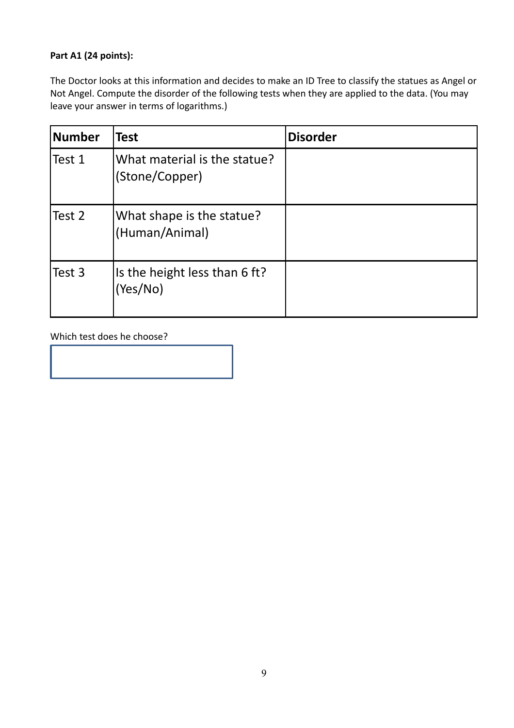**Part A1 (24 points):**

The Doctor looks at this information and decides to make an ID Tree to classify the statues as Angel or Not Angel. Compute the disorder of the following tests when they are applied to the data. (You may leave your answer in terms of logarithms.)

| Number | Test | Disorder |
|---|---|---|
| Test 1 | What material is the statue? (Stone/Copper) | |
| Test 2 | What shape is the statue? (Human/Animal) | |
| Test 3 | Is the height less than 6 ft? (Yes/No) | |

Which test does he choose?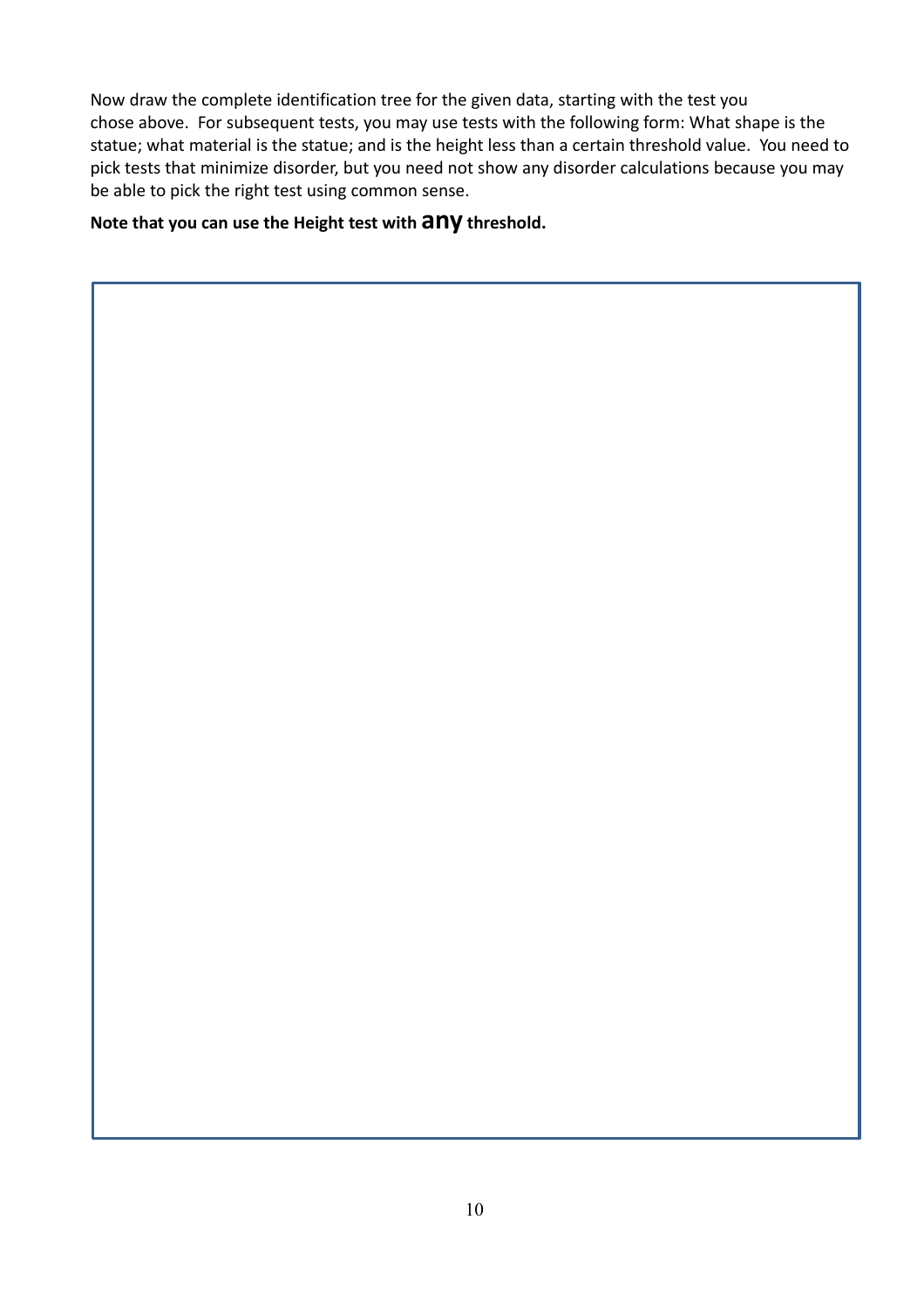Now draw the complete identification tree for the given data, starting with the test you chose above. For subsequent tests, you may use tests with the following form: What shape is the statue; what material is the statue; and is the height less than a certain threshold value. You need to pick tests that minimize disorder, but you need not show any disorder calculations because you may be able to pick the right test using common sense.

**Note that you can use the Height test with any threshold.**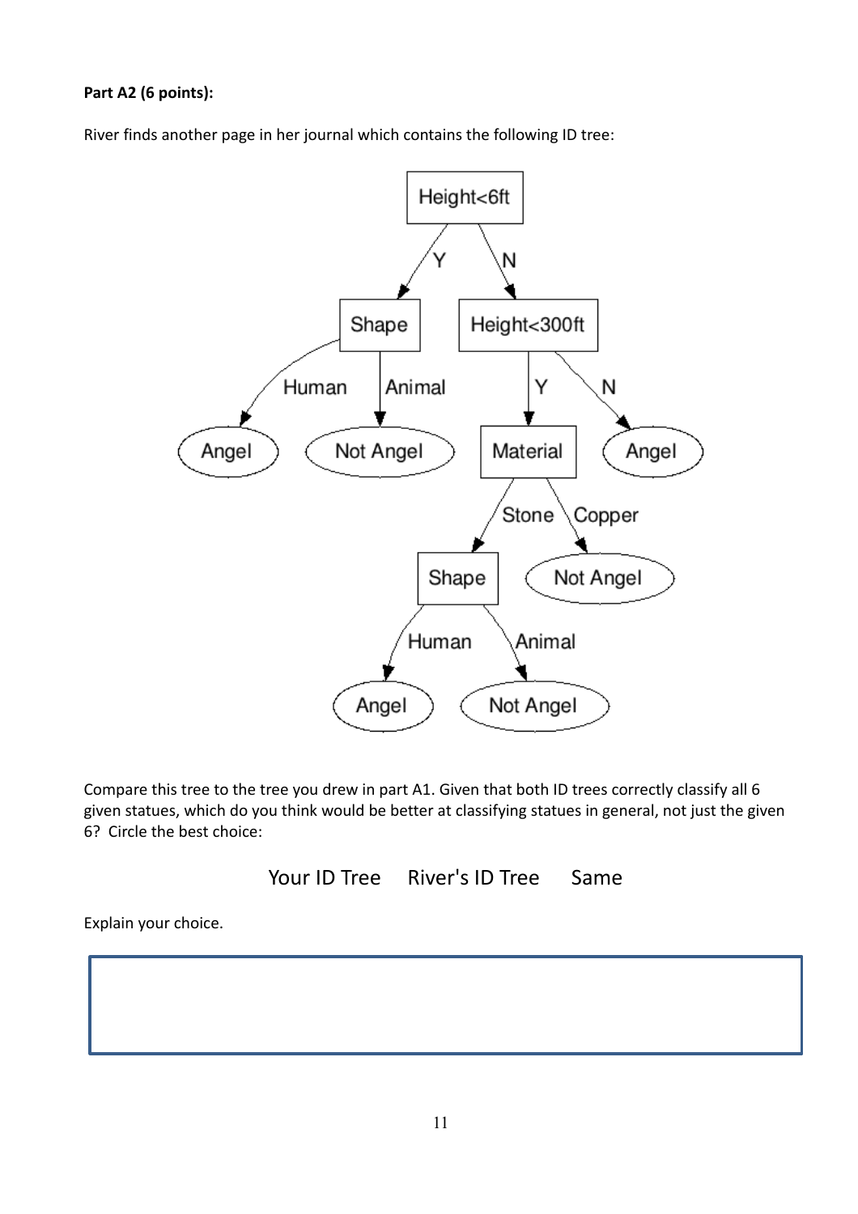**Part A2 (6 points):**

River finds another page in her journal which contains the following ID tree:

Compare this tree to the tree you drew in part A1. Given that both ID trees correctly classify all 6 given statues, which do you think would be better at classifying statues in general, not just the given 6? Circle the best choice:

Your ID Tree    River's ID Tree    Same

Explain your choice.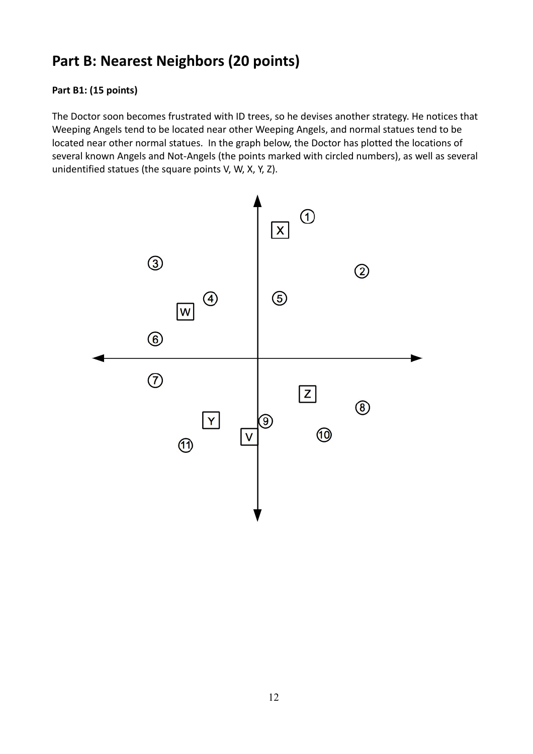## Part B: Nearest Neighbors (20 points)

**Part B1: (15 points)**

The Doctor soon becomes frustrated with ID trees, so he devises another strategy. He notices that Weeping Angels tend to be located near other Weeping Angels, and normal statues tend to be located near other normal statues. In the graph below, the Doctor has plotted the locations of several known Angels and Not-Angels (the points marked with circled numbers), as well as several unidentified statues (the square points V, W, X, Y, Z).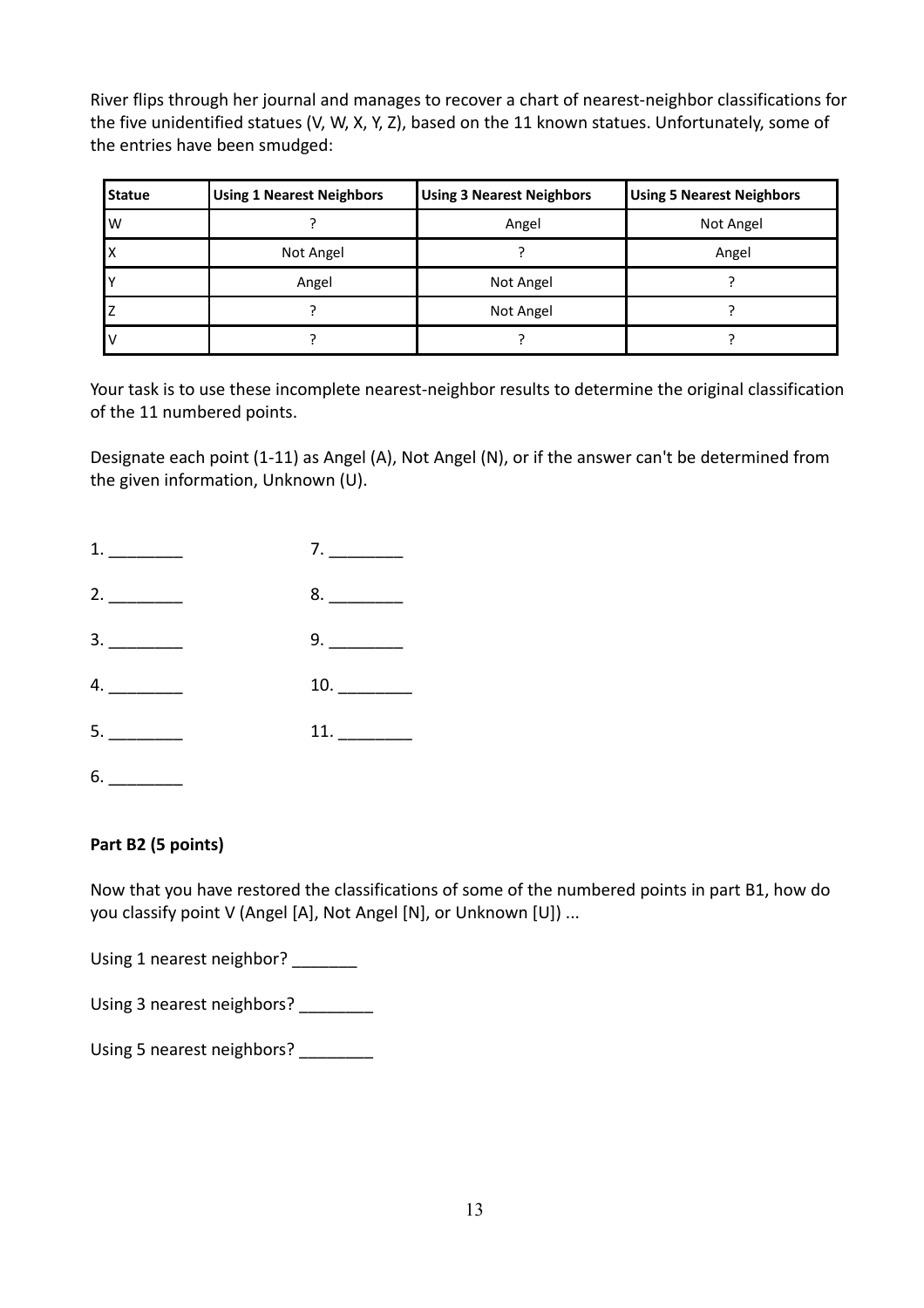River flips through her journal and manages to recover a chart of nearest-neighbor classifications for the five unidentified statues (V, W, X, Y, Z), based on the 11 known statues. Unfortunately, some of the entries have been smudged:

| Statue | Using 1 Nearest Neighbors | Using 3 Nearest Neighbors | Using 5 Nearest Neighbors |
|---|---|---|---|
| W | ? | Angel | Not Angel |
| X | Not Angel | ? | Angel |
| Y | Angel | Not Angel | ? |
| Z | ? | Not Angel | ? |
| V | ? | ? | ? |

Your task is to use these incomplete nearest-neighbor results to determine the original classification of the 11 numbered points.

Designate each point (1-11) as Angel (A), Not Angel (N), or if the answer can't be determined from the given information, Unknown (U).

1. ________

2. ________

3. ________

4. ________

5. ________

6. ________

7. ________

8. ________

9. ________

10. ________

11. ________

**Part B2 (5 points)**

Now that you have restored the classifications of some of the numbered points in part B1, how do you classify point V (Angel [A], Not Angel [N], or Unknown [U]) ...

Using 1 nearest neighbor? _______

Using 3 nearest neighbors? ________

Using 5 nearest neighbors? ________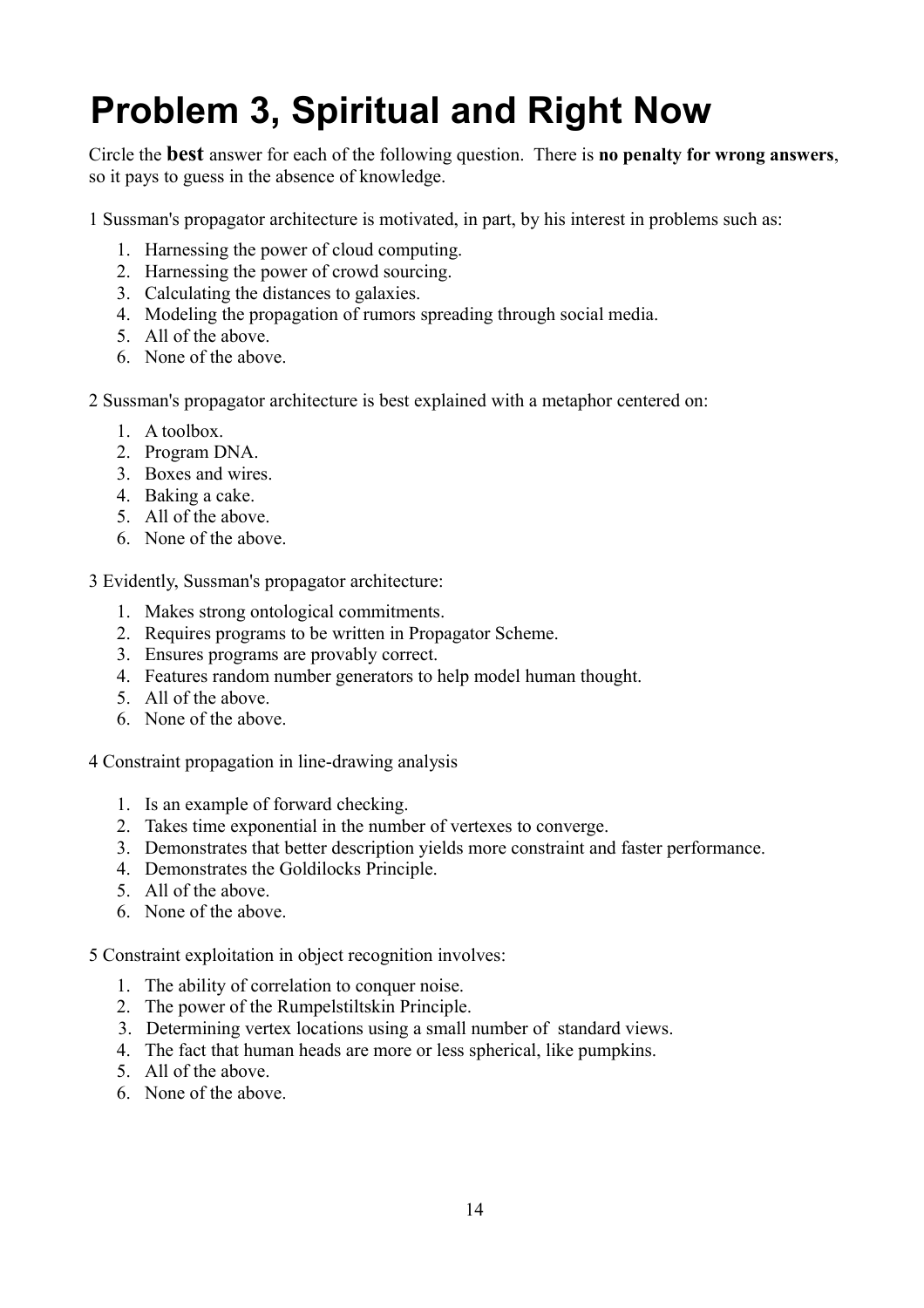# Problem 3, Spiritual and Right Now

Circle the **best** answer for each of the following question. There is **no penalty for wrong answers**, so it pays to guess in the absence of knowledge.

1 Sussman's propagator architecture is motivated, in part, by his interest in problems such as:

1. Harnessing the power of cloud computing.
2. Harnessing the power of crowd sourcing.
3. Calculating the distances to galaxies.
4. Modeling the propagation of rumors spreading through social media.
5. All of the above.
6. None of the above.

2 Sussman's propagator architecture is best explained with a metaphor centered on:

1. A toolbox.
2. Program DNA.
3. Boxes and wires.
4. Baking a cake.
5. All of the above.
6. None of the above.

3 Evidently, Sussman's propagator architecture:

1. Makes strong ontological commitments.
2. Requires programs to be written in Propagator Scheme.
3. Ensures programs are provably correct.
4. Features random number generators to help model human thought.
5. All of the above.
6. None of the above.

4 Constraint propagation in line-drawing analysis

1. Is an example of forward checking.
2. Takes time exponential in the number of vertexes to converge.
3. Demonstrates that better description yields more constraint and faster performance.
4. Demonstrates the Goldilocks Principle.
5. All of the above.
6. None of the above.

5 Constraint exploitation in object recognition involves:

1. The ability of correlation to conquer noise.
2. The power of the Rumpelstiltskin Principle.
3. Determining vertex locations using a small number of standard views.
4. The fact that human heads are more or less spherical, like pumpkins.
5. All of the above.
6. None of the above.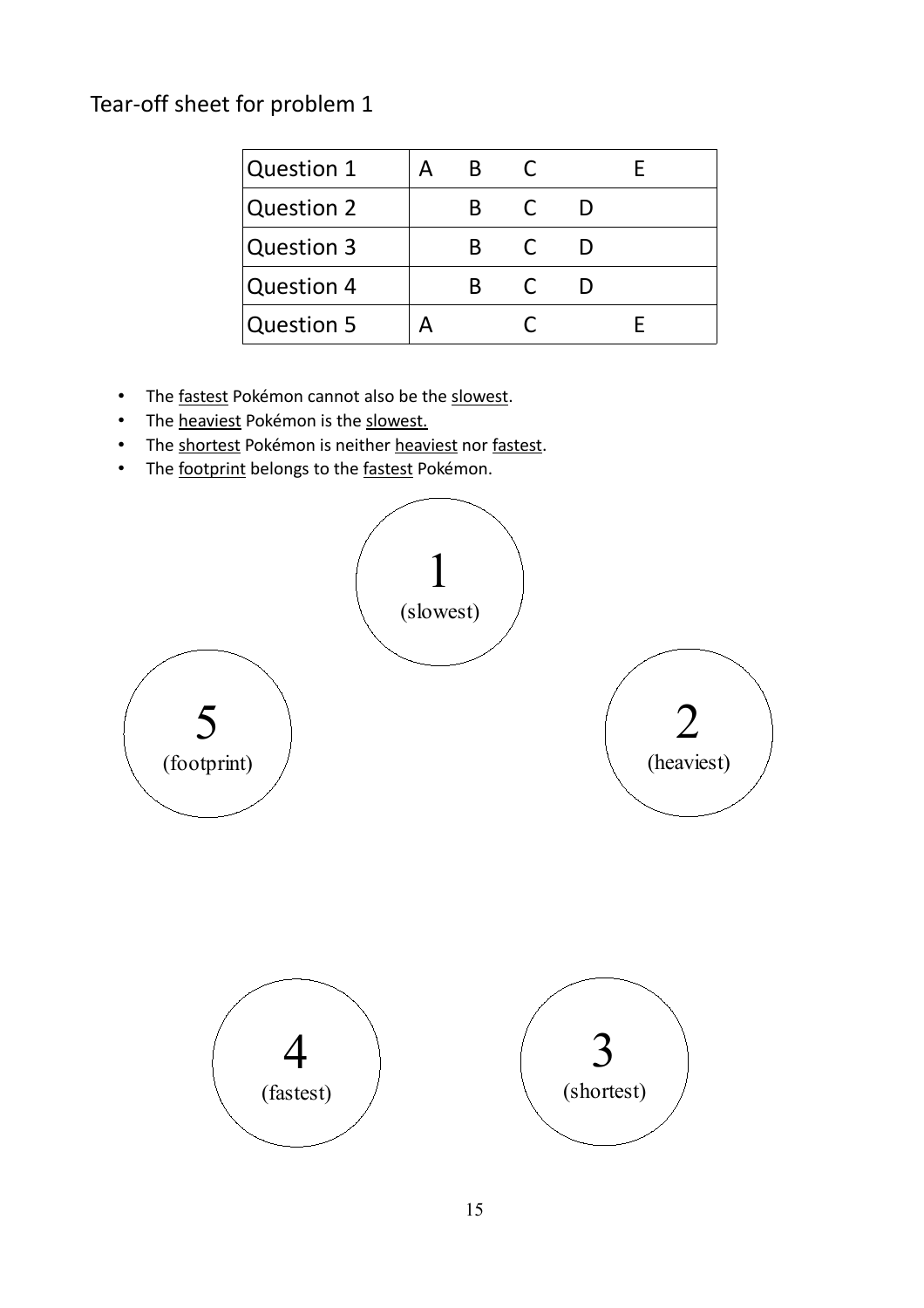Tear-off sheet for problem 1

| Question | A | B | C | D | E |
|---|---|---|---|---|---|
| Question 1 | A | B | C | | E |
| Question 2 | | B | C | D | |
| Question 3 | | B | C | D | |
| Question 4 | | B | C | D | |
| Question 5 | A | | C | | E |

- The <u>fastest</u> Pokémon cannot also be the <u>slowest</u>.
- The <u>heaviest</u> Pokémon is the <u>slowest.</u>
- The <u>shortest</u> Pokémon is neither <u>heaviest</u> nor <u>fastest</u>.
- The <u>footprint</u> belongs to the <u>fastest</u> Pokémon.

1 (slowest)

5 (footprint)

2 (heaviest)

4 (fastest)

3 (shortest)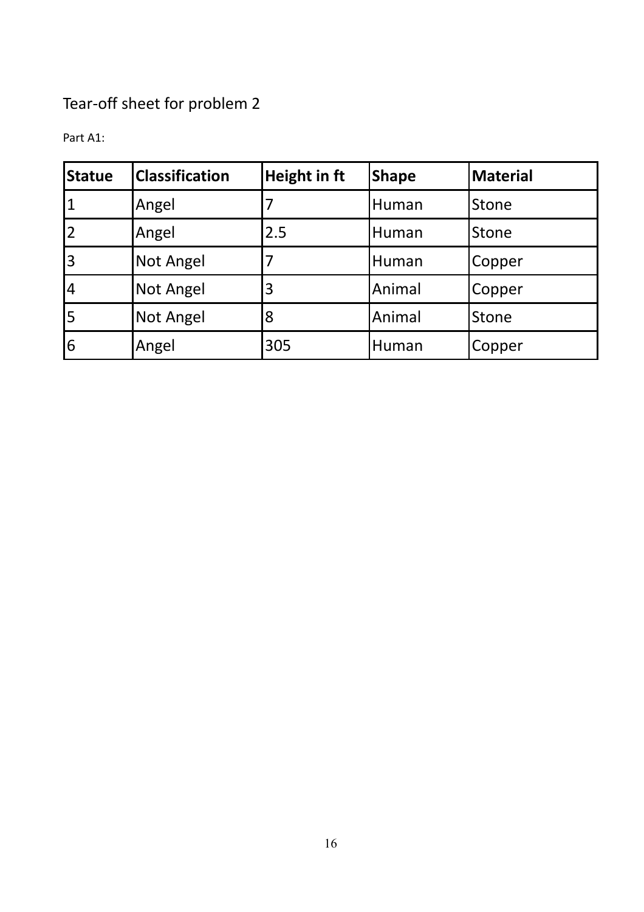Tear-off sheet for problem 2

Part A1:

| Statue | Classification | Height in ft | Shape | Material |
|---|---|---|---|---|
| 1 | Angel | 7 | Human | Stone |
| 2 | Angel | 2.5 | Human | Stone |
| 3 | Not Angel | 7 | Human | Copper |
| 4 | Not Angel | 3 | Animal | Copper |
| 5 | Not Angel | 8 | Animal | Stone |
| 6 | Angel | 305 | Human | Copper |